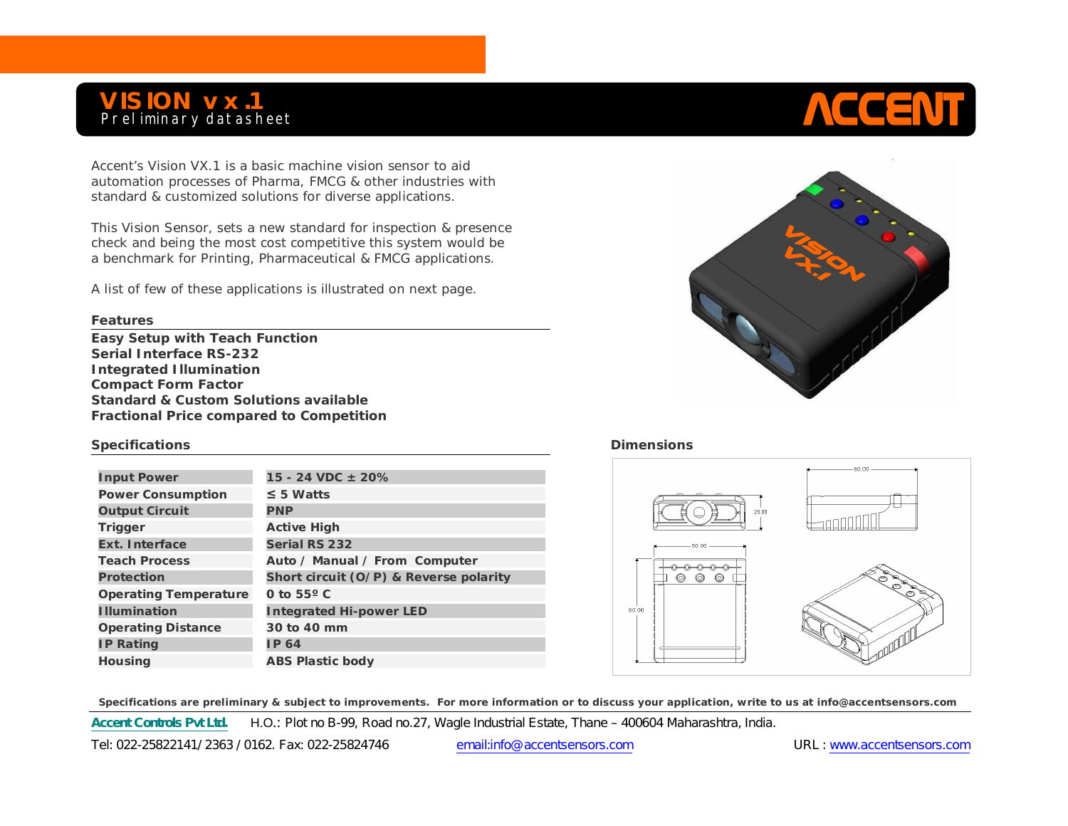# VISION vx.1

Preliminary datasheet

ACCENT

Accent's Vision VX.1 is a basic machine vision sensor to aid automation processes of Pharma, FMCG & other industries with standard & customized solutions for diverse applications.

This Vision Sensor, sets a new standard for inspection & presence check and being the most cost competitive this system would be a benchmark for Printing, Pharmaceutical & FMCG applications.

A list of few of these applications is illustrated on next page.

## Features

**Easy Setup with Teach Function**
**Serial Interface RS-232**
**Integrated Illumination**
**Compact Form Factor**
**Standard & Custom Solutions available**
**Fractional Price compared to Competition**

## Specifications

| Parameter | Value |
|---|---|
| Input Power | 15 - 24 VDC ± 20% |
| Power Consumption | ≤ 5 Watts |
| Output Circuit | PNP |
| Trigger | Active High |
| Ext. Interface | Serial RS 232 |
| Teach Process | Auto / Manual / From Computer |
| Protection | Short circuit (O/P) & Reverse polarity |
| Operating Temperature | 0 to 55º C |
| Illumination | Integrated Hi-power LED |
| Operating Distance | 30 to 40 mm |
| IP Rating | IP 64 |
| Housing | ABS Plastic body |

## Dimensions

60.00 | 25.00 | 50.00 | 60.00

**Specifications are preliminary & subject to improvements. For more information or to discuss your application, write to us at info@accentsensors.com**

**Accent Controls Pvt Ltd.** H.O.: Plot no B-99, Road no.27, Wagle Industrial Estate, Thane – 400604 Maharashtra, India.

Tel: 022-25822141/ 2363 / 0162. Fax: 022-25824746 email:info@accentsensors.com URL : www.accentsensors.com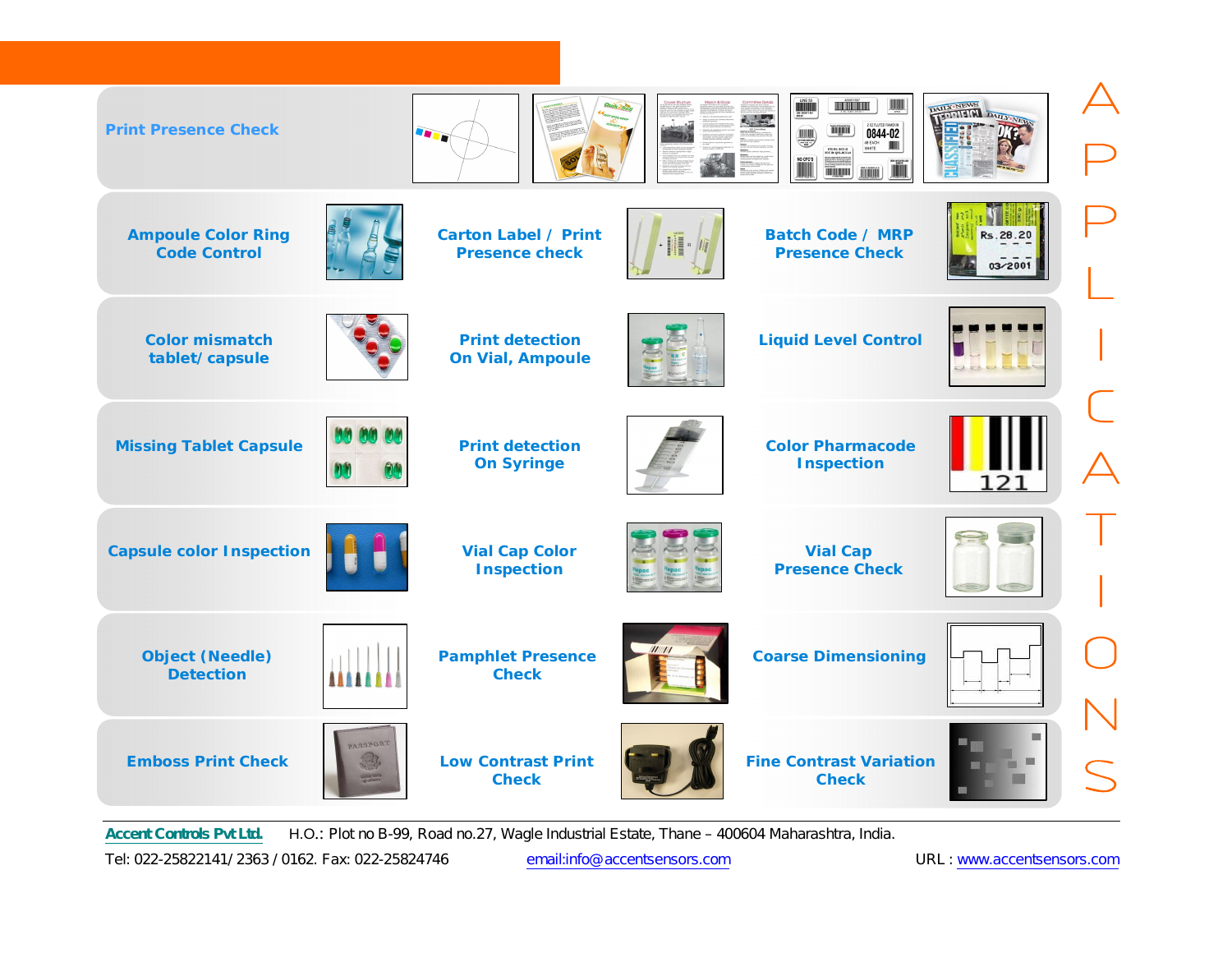# APPLICATIONS

- Print Presence Check
- Ampoule Color Ring Code Control
- Carton Label / Print Presence check
- Batch Code / MRP Presence Check
- Color mismatch tablet/ capsule
- Print detection On Vial, Ampoule
- Liquid Level Control
- Missing Tablet Capsule
- Print detection On Syringe
- Color Pharmacode Inspection
- Capsule color Inspection
- Vial Cap Color Inspection
- Vial Cap Presence Check
- Object (Needle) Detection
- Pamphlet Presence Check
- Coarse Dimensioning
- Emboss Print Check
- Low Contrast Print Check
- Fine Contrast Variation Check

**Accent Controls Pvt Ltd.** H.O.: Plot no B-99, Road no.27, Wagle Industrial Estate, Thane – 400604 Maharashtra, India.

Tel: 022-25822141/ 2363 / 0162. Fax: 022-25824746 email:info@accentsensors.com URL : www.accentsensors.com